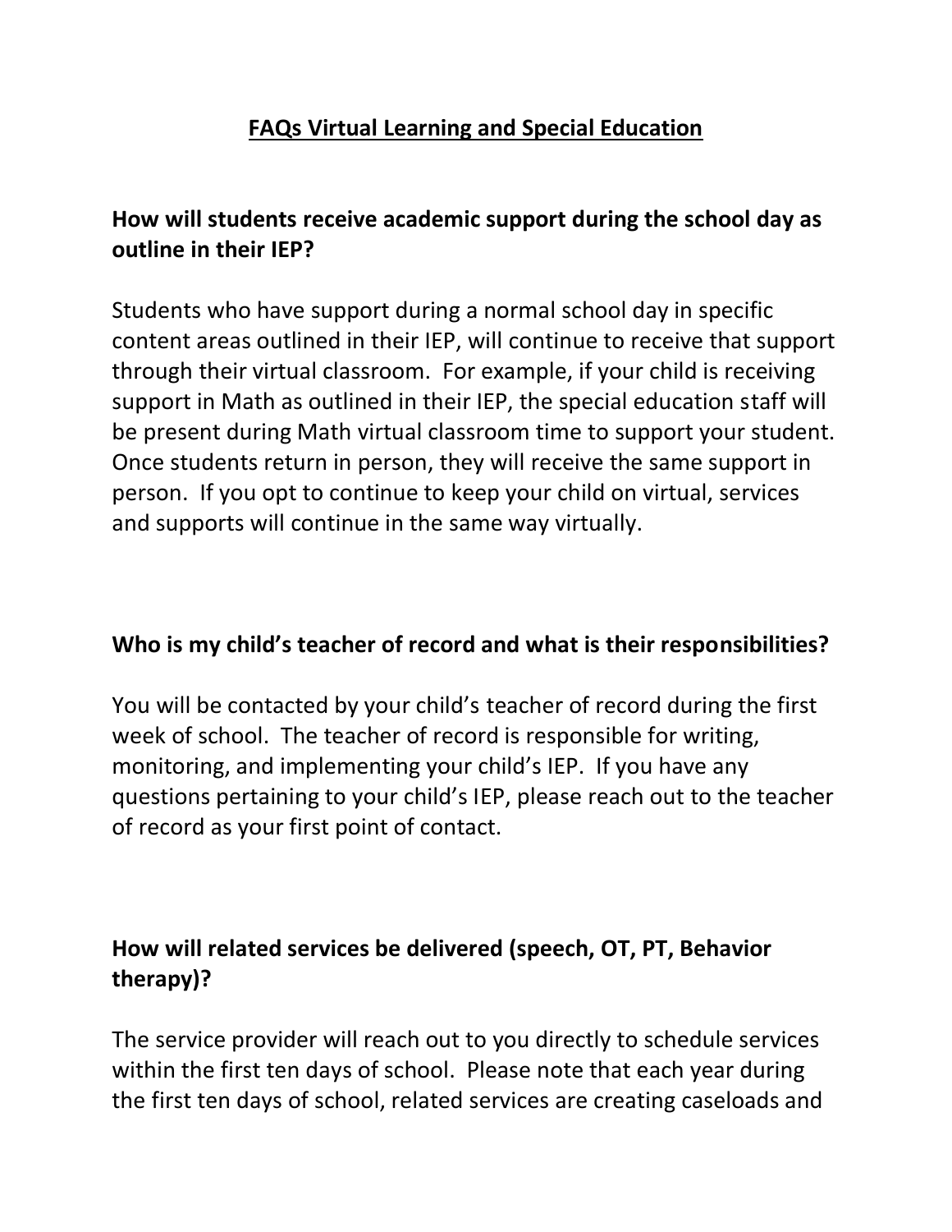# FAQs Virtual Learning and Special Education

## How will students receive academic support during the school day as outline in their IEP?

Students who have support during a normal school day in specific content areas outlined in their IEP, will continue to receive that support through their virtual classroom. For example, if your child is receiving support in Math as outlined in their IEP, the special education staff will be present during Math virtual classroom time to support your student. Once students return in person, they will receive the same support in person. If you opt to continue to keep your child on virtual, services and supports will continue in the same way virtually.

## Who is my child's teacher of record and what is their responsibilities?

You will be contacted by your child's teacher of record during the first week of school. The teacher of record is responsible for writing, monitoring, and implementing your child's IEP. If you have any questions pertaining to your child's IEP, please reach out to the teacher of record as your first point of contact.

## How will related services be delivered (speech, OT, PT, Behavior therapy)?

The service provider will reach out to you directly to schedule services within the first ten days of school. Please note that each year during the first ten days of school, related services are creating caseloads and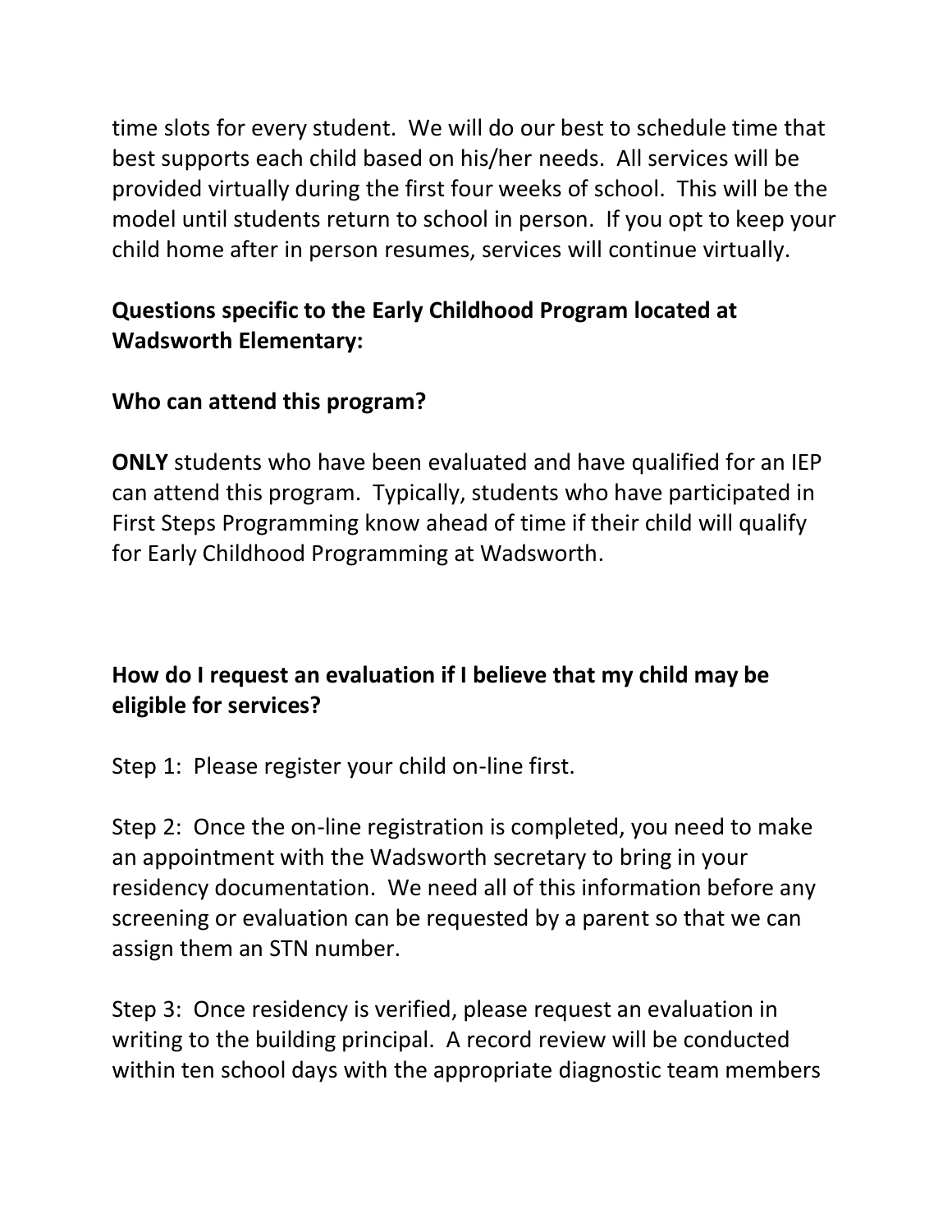time slots for every student. We will do our best to schedule time that best supports each child based on his/her needs. All services will be provided virtually during the first four weeks of school. This will be the model until students return to school in person. If you opt to keep your child home after in person resumes, services will continue virtually.

**Questions specific to the Early Childhood Program located at Wadsworth Elementary:**

**Who can attend this program?**

**ONLY** students who have been evaluated and have qualified for an IEP can attend this program. Typically, students who have participated in First Steps Programming know ahead of time if their child will qualify for Early Childhood Programming at Wadsworth.

**How do I request an evaluation if I believe that my child may be eligible for services?**

Step 1: Please register your child on-line first.

Step 2: Once the on-line registration is completed, you need to make an appointment with the Wadsworth secretary to bring in your residency documentation. We need all of this information before any screening or evaluation can be requested by a parent so that we can assign them an STN number.

Step 3: Once residency is verified, please request an evaluation in writing to the building principal. A record review will be conducted within ten school days with the appropriate diagnostic team members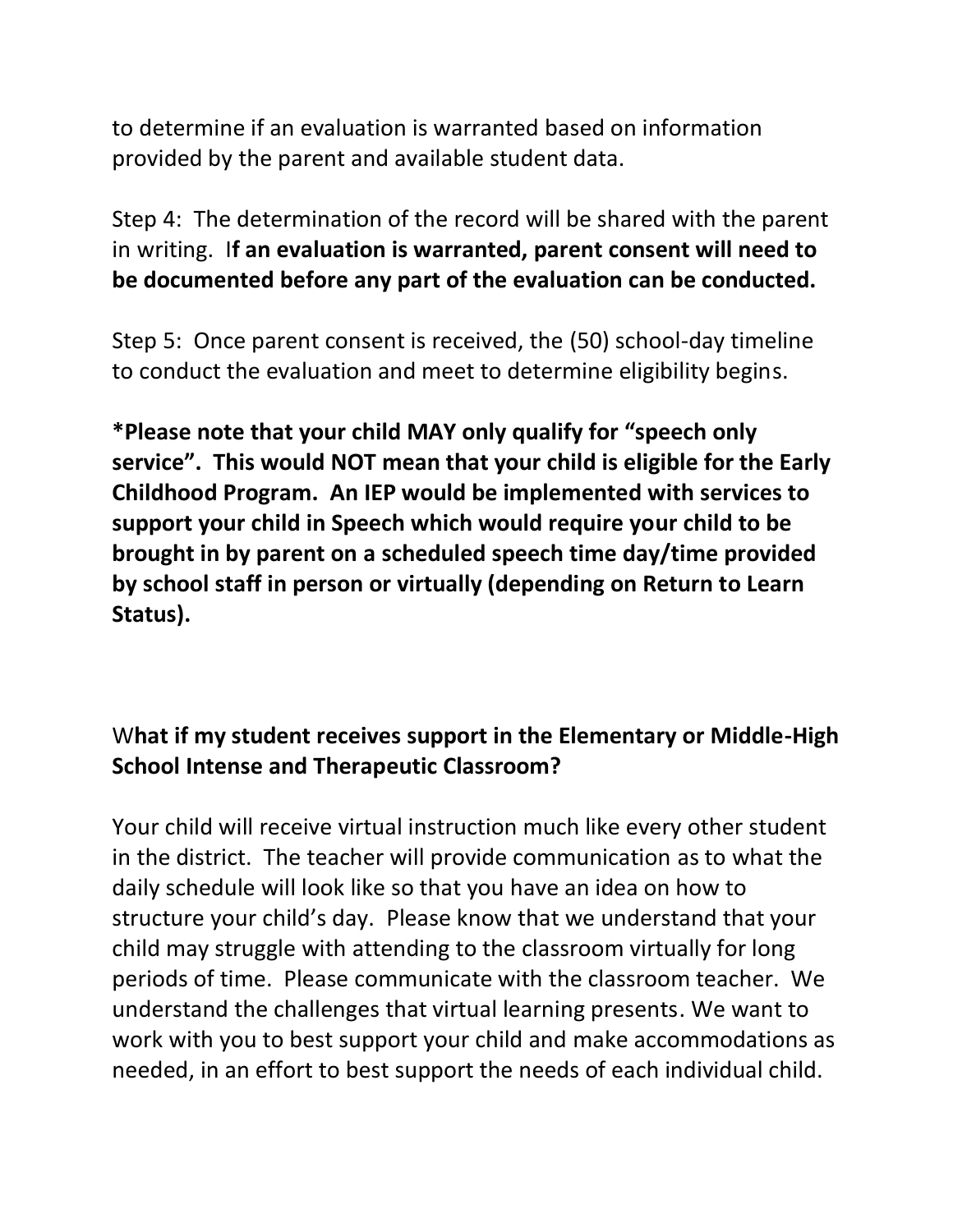to determine if an evaluation is warranted based on information provided by the parent and available student data.

Step 4: The determination of the record will be shared with the parent in writing. I**f an evaluation is warranted, parent consent will need to be documented before any part of the evaluation can be conducted.**

Step 5: Once parent consent is received, the (50) school-day timeline to conduct the evaluation and meet to determine eligibility begins.

**\*Please note that your child MAY only qualify for "speech only service". This would NOT mean that your child is eligible for the Early Childhood Program. An IEP would be implemented with services to support your child in Speech which would require your child to be brought in by parent on a scheduled speech time day/time provided by school staff in person or virtually (depending on Return to Learn Status).**

### W**hat if my student receives support in the Elementary or Middle-High School Intense and Therapeutic Classroom?**

Your child will receive virtual instruction much like every other student in the district. The teacher will provide communication as to what the daily schedule will look like so that you have an idea on how to structure your child's day. Please know that we understand that your child may struggle with attending to the classroom virtually for long periods of time. Please communicate with the classroom teacher. We understand the challenges that virtual learning presents. We want to work with you to best support your child and make accommodations as needed, in an effort to best support the needs of each individual child.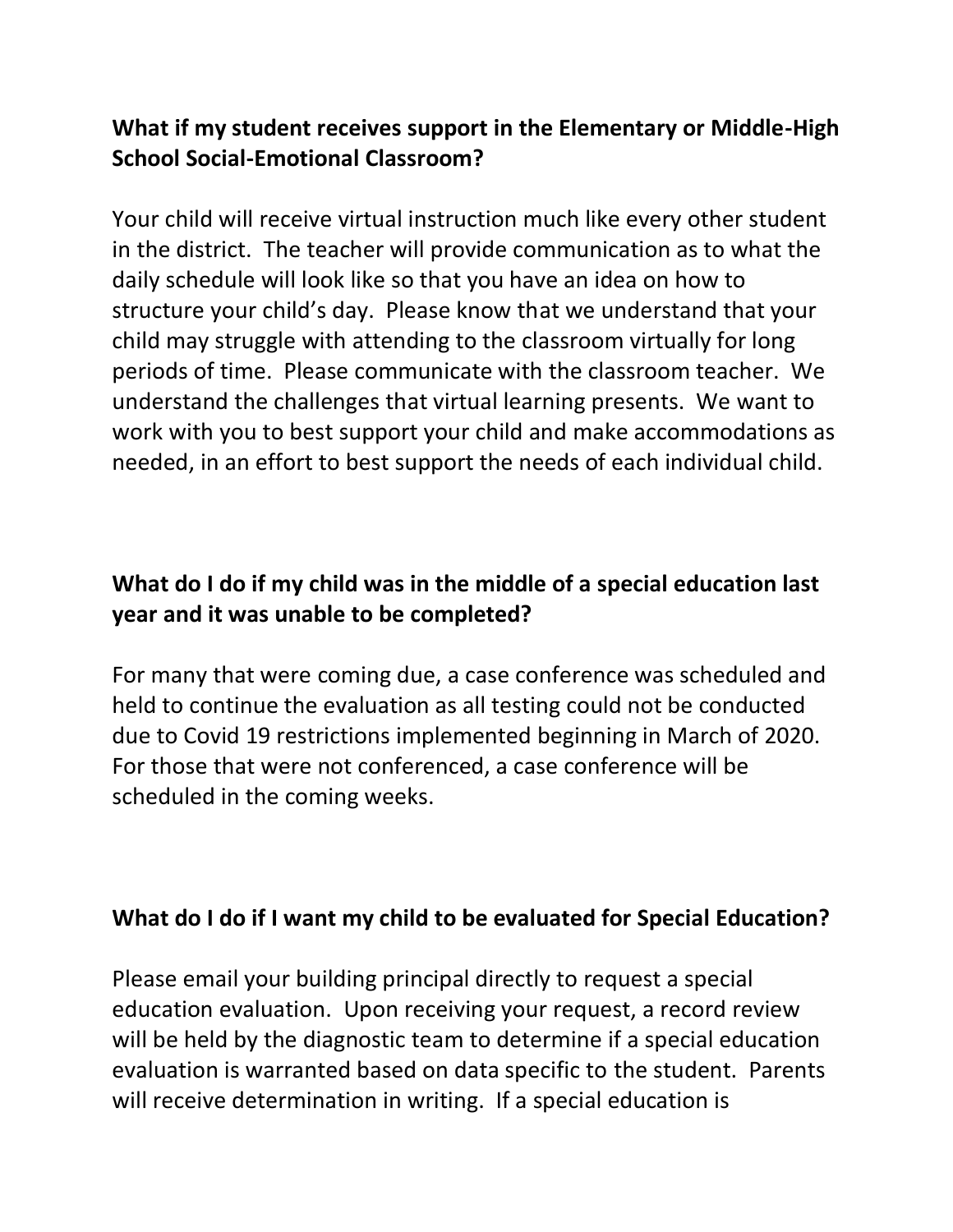**What if my student receives support in the Elementary or Middle-High School Social-Emotional Classroom?**

Your child will receive virtual instruction much like every other student in the district. The teacher will provide communication as to what the daily schedule will look like so that you have an idea on how to structure your child's day. Please know that we understand that your child may struggle with attending to the classroom virtually for long periods of time. Please communicate with the classroom teacher. We understand the challenges that virtual learning presents. We want to work with you to best support your child and make accommodations as needed, in an effort to best support the needs of each individual child.

**What do I do if my child was in the middle of a special education last year and it was unable to be completed?**

For many that were coming due, a case conference was scheduled and held to continue the evaluation as all testing could not be conducted due to Covid 19 restrictions implemented beginning in March of 2020. For those that were not conferenced, a case conference will be scheduled in the coming weeks.

**What do I do if I want my child to be evaluated for Special Education?**

Please email your building principal directly to request a special education evaluation. Upon receiving your request, a record review will be held by the diagnostic team to determine if a special education evaluation is warranted based on data specific to the student. Parents will receive determination in writing. If a special education is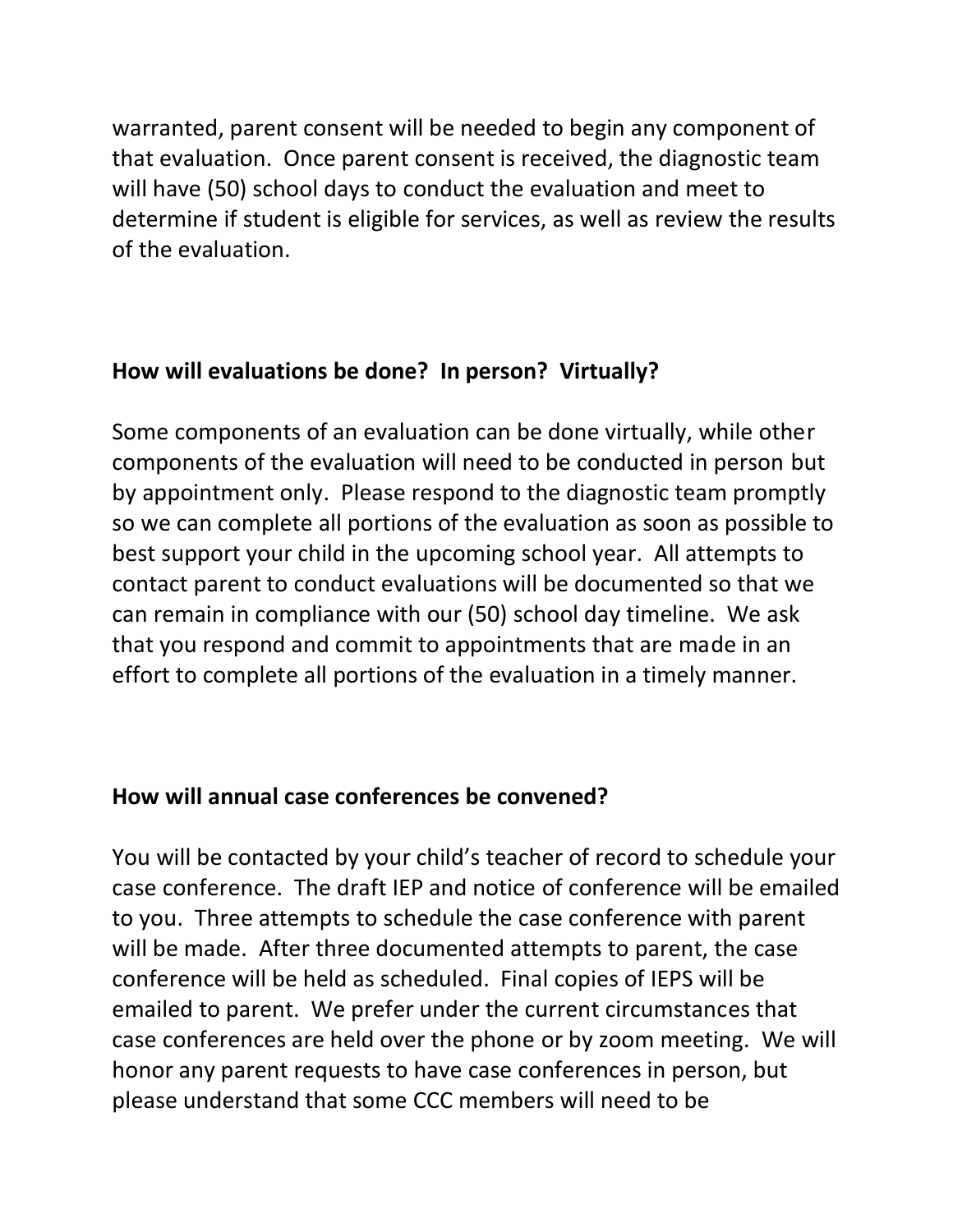warranted, parent consent will be needed to begin any component of that evaluation. Once parent consent is received, the diagnostic team will have (50) school days to conduct the evaluation and meet to determine if student is eligible for services, as well as review the results of the evaluation.

**How will evaluations be done? In person? Virtually?**

Some components of an evaluation can be done virtually, while other components of the evaluation will need to be conducted in person but by appointment only. Please respond to the diagnostic team promptly so we can complete all portions of the evaluation as soon as possible to best support your child in the upcoming school year. All attempts to contact parent to conduct evaluations will be documented so that we can remain in compliance with our (50) school day timeline. We ask that you respond and commit to appointments that are made in an effort to complete all portions of the evaluation in a timely manner.

**How will annual case conferences be convened?**

You will be contacted by your child's teacher of record to schedule your case conference. The draft IEP and notice of conference will be emailed to you. Three attempts to schedule the case conference with parent will be made. After three documented attempts to parent, the case conference will be held as scheduled. Final copies of IEPS will be emailed to parent. We prefer under the current circumstances that case conferences are held over the phone or by zoom meeting. We will honor any parent requests to have case conferences in person, but please understand that some CCC members will need to be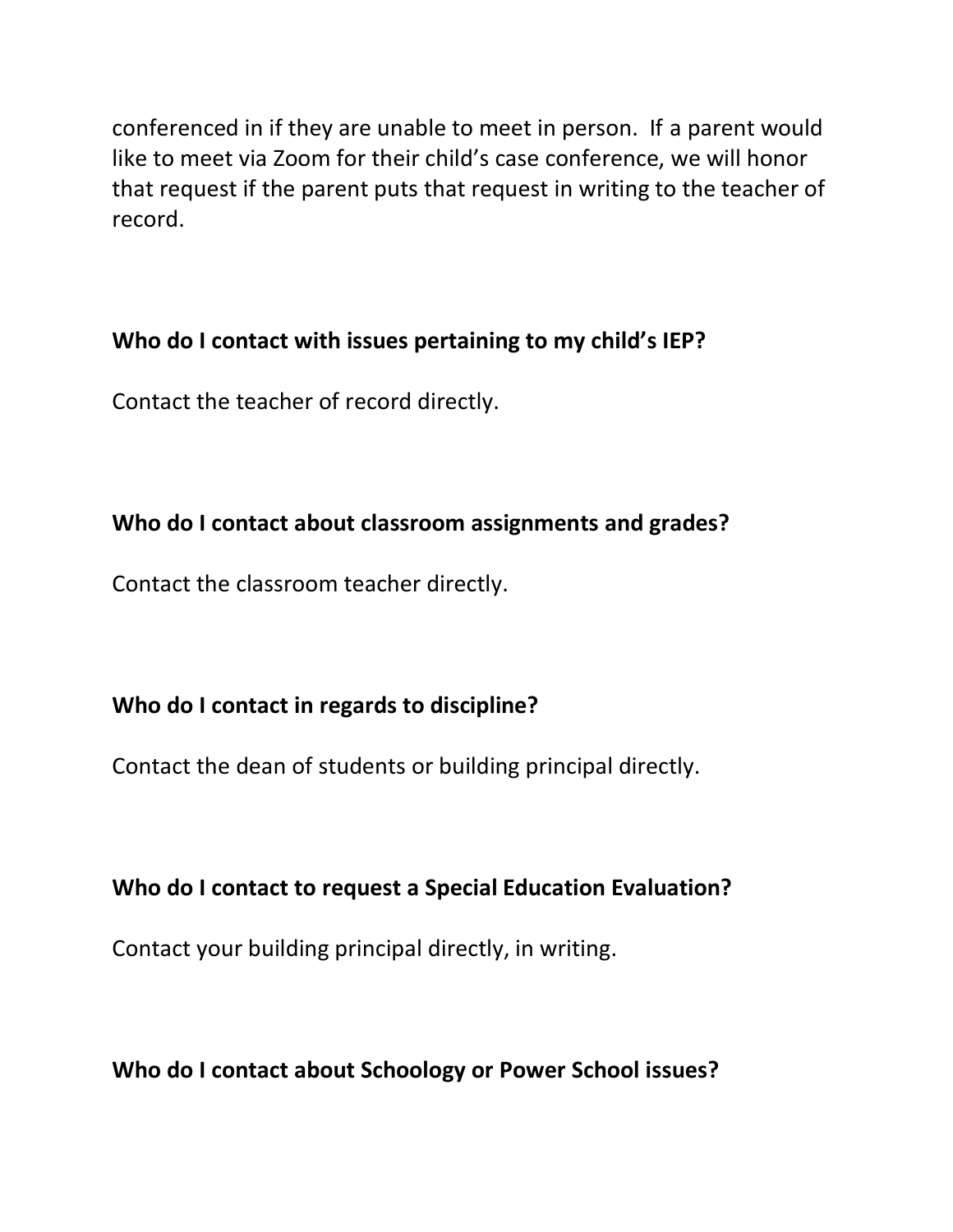conferenced in if they are unable to meet in person. If a parent would like to meet via Zoom for their child's case conference, we will honor that request if the parent puts that request in writing to the teacher of record.

**Who do I contact with issues pertaining to my child's IEP?**

Contact the teacher of record directly.

**Who do I contact about classroom assignments and grades?**

Contact the classroom teacher directly.

**Who do I contact in regards to discipline?**

Contact the dean of students or building principal directly.

**Who do I contact to request a Special Education Evaluation?**

Contact your building principal directly, in writing.

**Who do I contact about Schoology or Power School issues?**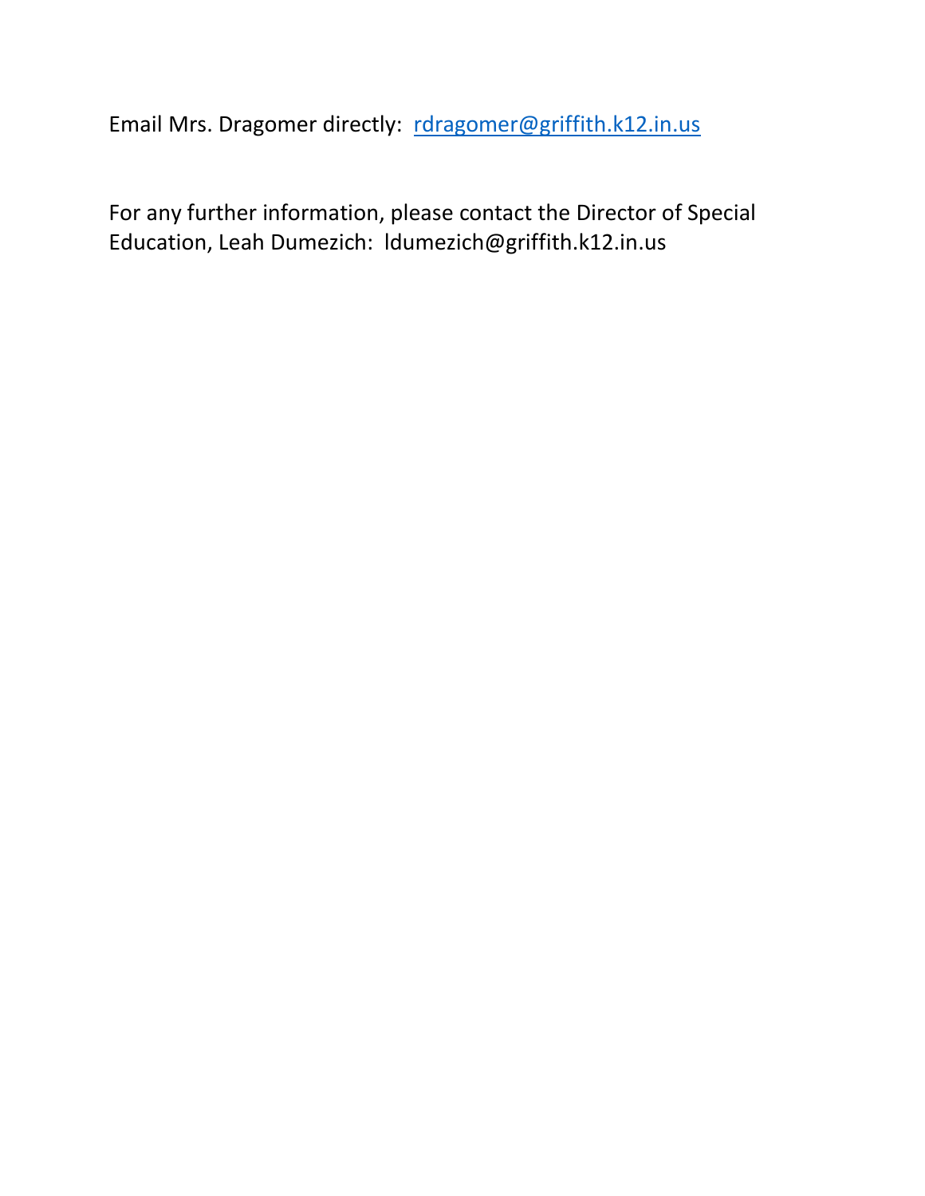Email Mrs. Dragomer directly: [rdragomer@griffith.k12.in.us](mailto:rdragomer@griffith.k12.in.us)

For any further information, please contact the Director of Special Education, Leah Dumezich: ldumezich@griffith.k12.in.us